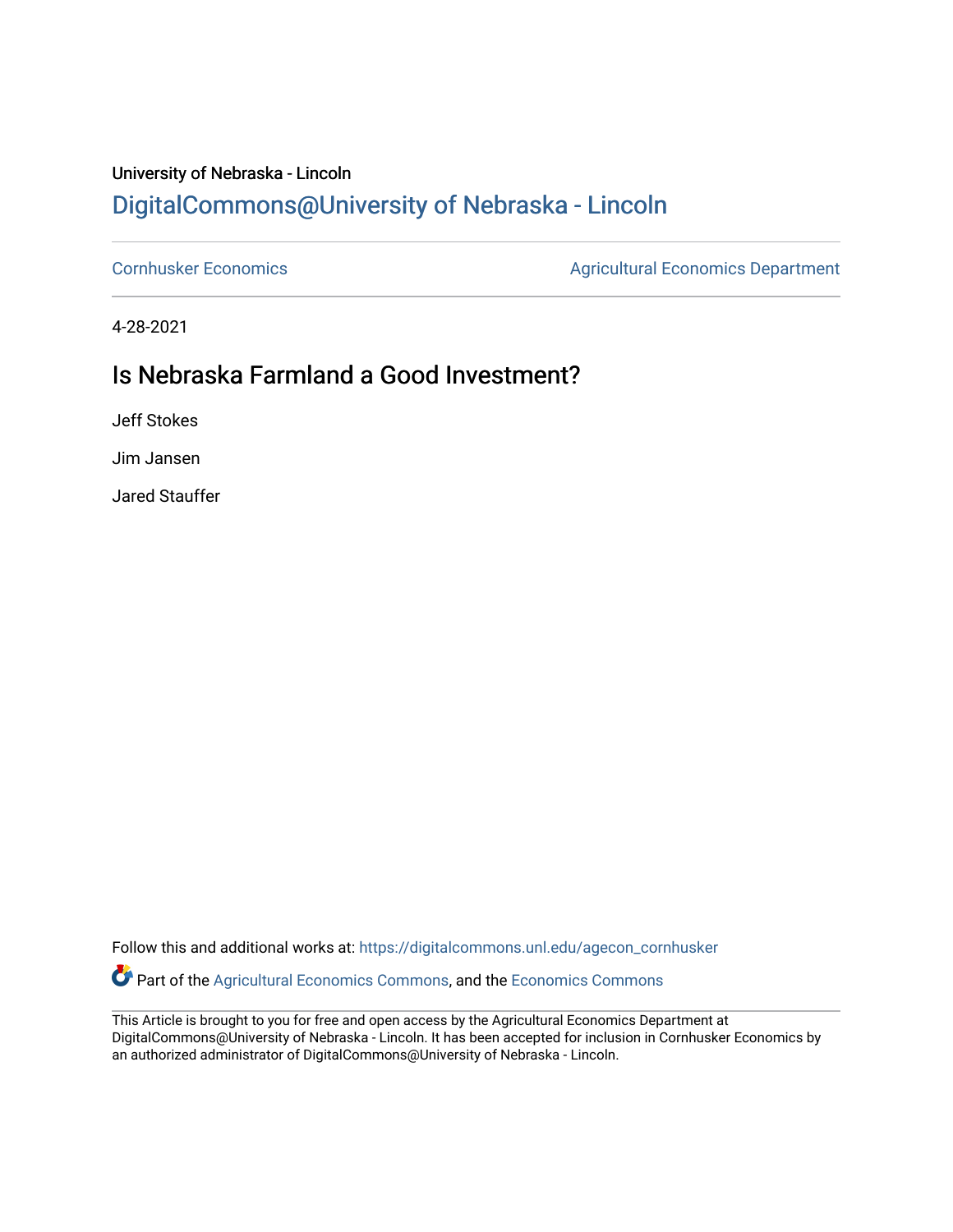University of Nebraska - Lincoln

## DigitalCommons@University of Nebraska - Lincoln

Cornhusker Economics

Agricultural Economics Department

4-28-2021

# Is Nebraska Farmland a Good Investment?

Jeff Stokes

Jim Jansen

Jared Stauffer

Follow this and additional works at: https://digitalcommons.unl.edu/agecon_cornhusker

Part of the Agricultural Economics Commons, and the Economics Commons

This Article is brought to you for free and open access by the Agricultural Economics Department at DigitalCommons@University of Nebraska - Lincoln. It has been accepted for inclusion in Cornhusker Economics by an authorized administrator of DigitalCommons@University of Nebraska - Lincoln.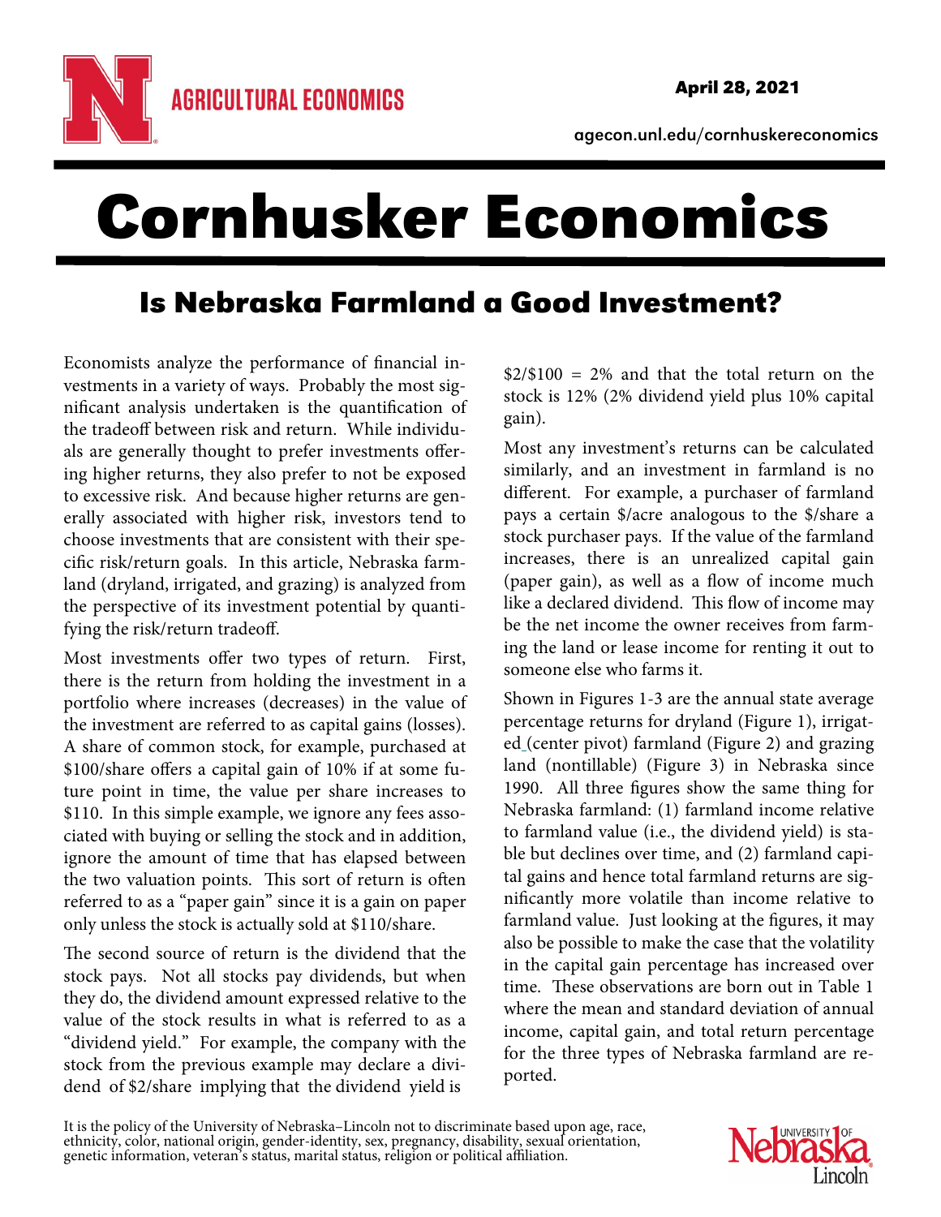# Cornhusker Economics

## Is Nebraska Farmland a Good Investment?

Economists analyze the performance of financial investments in a variety of ways. Probably the most significant analysis undertaken is the quantification of the tradeoff between risk and return. While individuals are generally thought to prefer investments offering higher returns, they also prefer to not be exposed to excessive risk. And because higher returns are generally associated with higher risk, investors tend to choose investments that are consistent with their specific risk/return goals. In this article, Nebraska farmland (dryland, irrigated, and grazing) is analyzed from the perspective of its investment potential by quantifying the risk/return tradeoff.

Most investments offer two types of return. First, there is the return from holding the investment in a portfolio where increases (decreases) in the value of the investment are referred to as capital gains (losses). A share of common stock, for example, purchased at $100/share offers a capital gain of 10% if at some future point in time, the value per share increases to $110. In this simple example, we ignore any fees associated with buying or selling the stock and in addition, ignore the amount of time that has elapsed between the two valuation points. This sort of return is often referred to as a "paper gain" since it is a gain on paper only unless the stock is actually sold at $110/share.

The second source of return is the dividend that the stock pays. Not all stocks pay dividends, but when they do, the dividend amount expressed relative to the value of the stock results in what is referred to as a "dividend yield." For example, the company with the stock from the previous example may declare a dividend of $2/share implying that the dividend yield is $2/$100 = 2% and that the total return on the stock is 12% (2% dividend yield plus 10% capital gain).

Most any investment's returns can be calculated similarly, and an investment in farmland is no different. For example, a purchaser of farmland pays a certain $/acre analogous to the $/share a stock purchaser pays. If the value of the farmland increases, there is an unrealized capital gain (paper gain), as well as a flow of income much like a declared dividend. This flow of income may be the net income the owner receives from farming the land or lease income for renting it out to someone else who farms it.

Shown in Figures 1-3 are the annual state average percentage returns for dryland (Figure 1), irrigated (center pivot) farmland (Figure 2) and grazing land (nontillable) (Figure 3) in Nebraska since 1990. All three figures show the same thing for Nebraska farmland: (1) farmland income relative to farmland value (i.e., the dividend yield) is stable but declines over time, and (2) farmland capital gains and hence total farmland returns are significantly more volatile than income relative to farmland value. Just looking at the figures, it may also be possible to make the case that the volatility in the capital gain percentage has increased over time. These observations are born out in Table 1 where the mean and standard deviation of annual income, capital gain, and total return percentage for the three types of Nebraska farmland are reported.

It is the policy of the University of Nebraska–Lincoln not to discriminate based upon age, race, ethnicity, color, national origin, gender-identity, sex, pregnancy, disability, sexual orientation, genetic information, veteran's status, marital status, religion or political affiliation.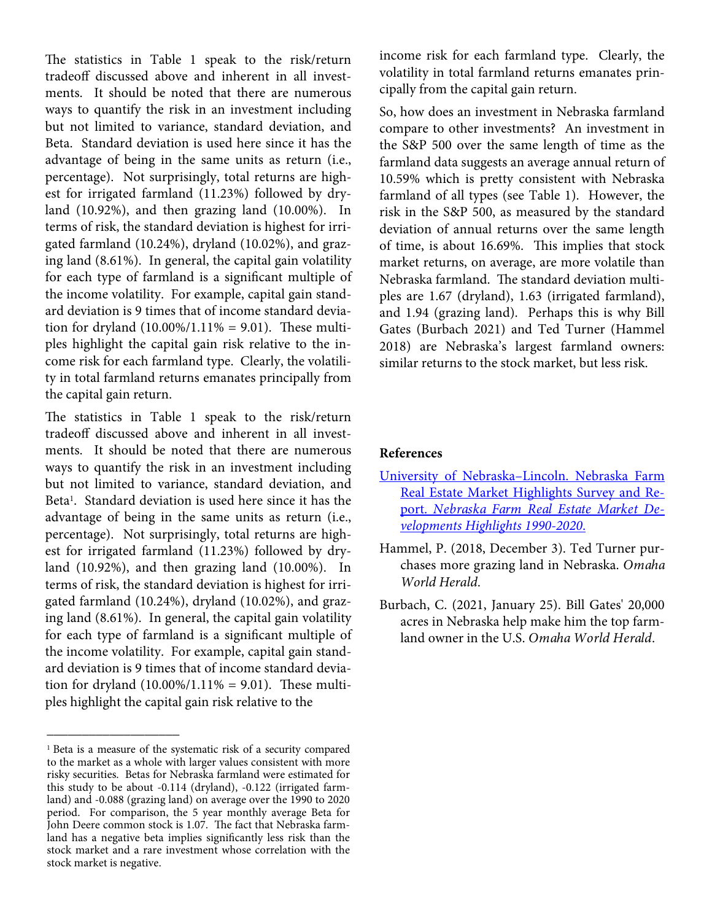The statistics in Table 1 speak to the risk/return tradeoff discussed above and inherent in all investments. It should be noted that there are numerous ways to quantify the risk in an investment including but not limited to variance, standard deviation, and Beta. Standard deviation is used here since it has the advantage of being in the same units as return (i.e., percentage). Not surprisingly, total returns are highest for irrigated farmland (11.23%) followed by dryland (10.92%), and then grazing land (10.00%). In terms of risk, the standard deviation is highest for irrigated farmland (10.24%), dryland (10.02%), and grazing land (8.61%). In general, the capital gain volatility for each type of farmland is a significant multiple of the income volatility. For example, capital gain standard deviation is 9 times that of income standard deviation for dryland (10.00%/1.11% = 9.01). These multiples highlight the capital gain risk relative to the income risk for each farmland type. Clearly, the volatility in total farmland returns emanates principally from the capital gain return.

The statistics in Table 1 speak to the risk/return tradeoff discussed above and inherent in all investments. It should be noted that there are numerous ways to quantify the risk in an investment including but not limited to variance, standard deviation, and Beta[1]. Standard deviation is used here since it has the advantage of being in the same units as return (i.e., percentage). Not surprisingly, total returns are highest for irrigated farmland (11.23%) followed by dryland (10.92%), and then grazing land (10.00%). In terms of risk, the standard deviation is highest for irrigated farmland (10.24%), dryland (10.02%), and grazing land (8.61%). In general, the capital gain volatility for each type of farmland is a significant multiple of the income volatility. For example, capital gain standard deviation is 9 times that of income standard deviation for dryland (10.00%/1.11% = 9.01). These multiples highlight the capital gain risk relative to the income risk for each farmland type. Clearly, the volatility in total farmland returns emanates principally from the capital gain return.

So, how does an investment in Nebraska farmland compare to other investments? An investment in the S&P 500 over the same length of time as the farmland data suggests an average annual return of 10.59% which is pretty consistent with Nebraska farmland of all types (see Table 1). However, the risk in the S&P 500, as measured by the standard deviation of annual returns over the same length of time, is about 16.69%. This implies that stock market returns, on average, are more volatile than Nebraska farmland. The standard deviation multiples are 1.67 (dryland), 1.63 (irrigated farmland), and 1.94 (grazing land). Perhaps this is why Bill Gates (Burbach 2021) and Ted Turner (Hammel 2018) are Nebraska's largest farmland owners: similar returns to the stock market, but less risk.

**References**

University of Nebraska–Lincoln. Nebraska Farm Real Estate Market Highlights Survey and Report. *Nebraska Farm Real Estate Market Developments Highlights 1990-2020.*

Hammel, P. (2018, December 3). Ted Turner purchases more grazing land in Nebraska. *Omaha World Herald*.

Burbach, C. (2021, January 25). Bill Gates' 20,000 acres in Nebraska help make him the top farmland owner in the U.S. *Omaha World Herald*.

---

[1] Beta is a measure of the systematic risk of a security compared to the market as a whole with larger values consistent with more risky securities. Betas for Nebraska farmland were estimated for this study to be about -0.114 (dryland), -0.122 (irrigated farmland) and -0.088 (grazing land) on average over the 1990 to 2020 period. For comparison, the 5 year monthly average Beta for John Deere common stock is 1.07. The fact that Nebraska farmland has a negative beta implies significantly less risk than the stock market and a rare investment whose correlation with the stock market is negative.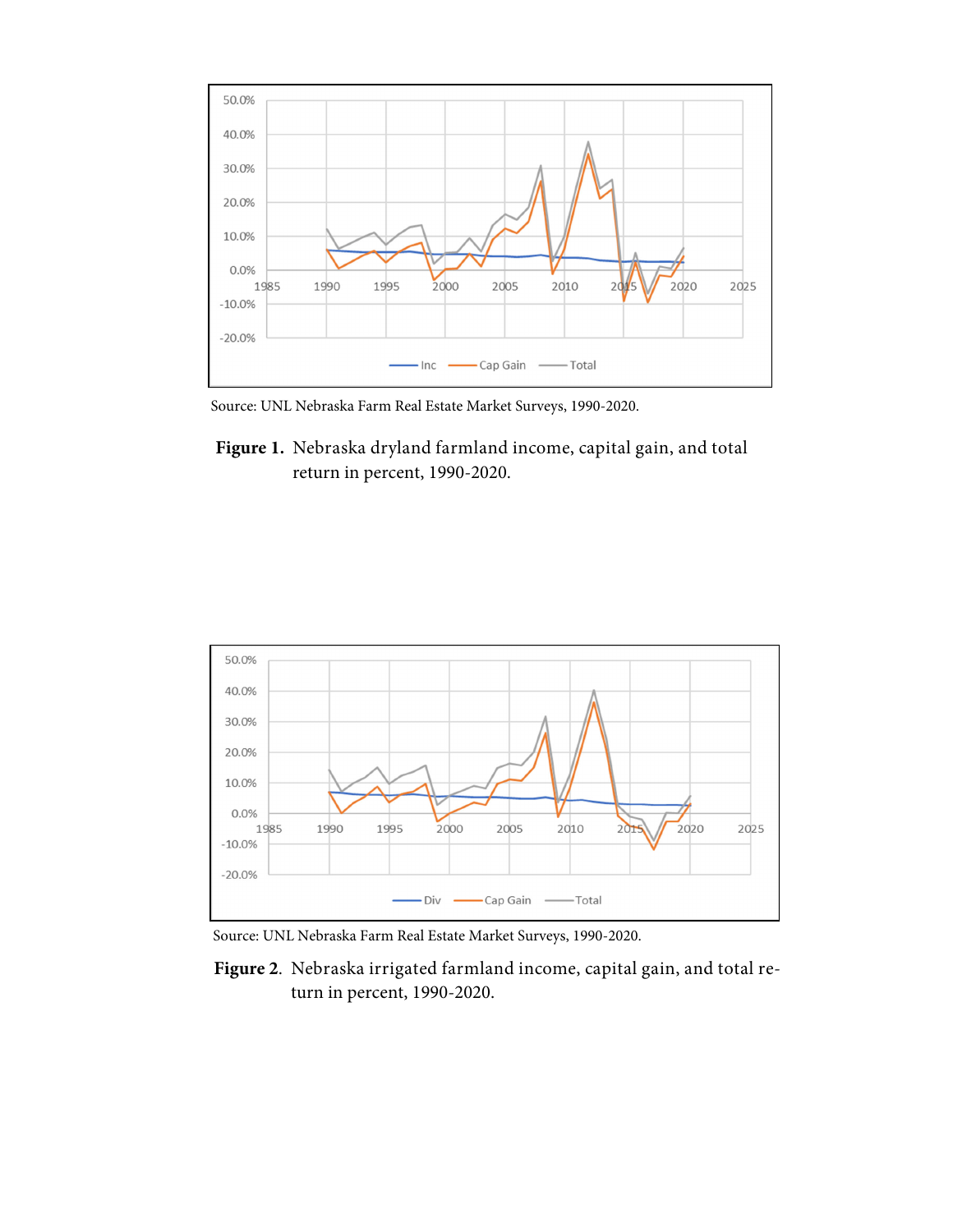Source: UNL Nebraska Farm Real Estate Market Surveys, 1990-2020.

**Figure 1.** Nebraska dryland farmland income, capital gain, and total return in percent, 1990-2020.

Source: UNL Nebraska Farm Real Estate Market Surveys, 1990-2020.

**Figure 2**. Nebraska irrigated farmland income, capital gain, and total return in percent, 1990-2020.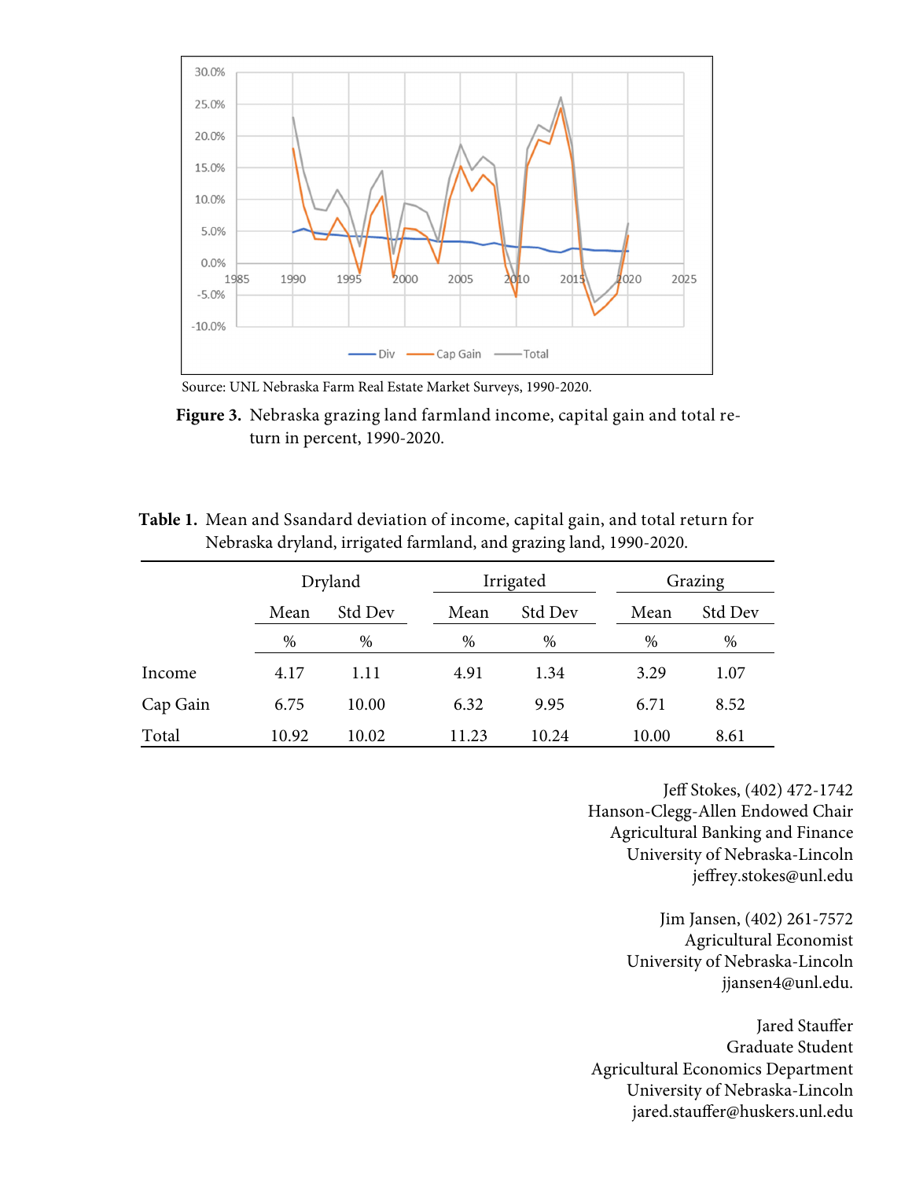30.0%
25.0%
20.0%
15.0%
10.0%
5.0%
0.0%
-5.0%
-10.0%

1985 1990 1995 2000 2005 2010 2015 2020 2025

Div Cap Gain Total

Source: UNL Nebraska Farm Real Estate Market Surveys, 1990-2020.

**Figure 3.** Nebraska grazing land farmland income, capital gain and total return in percent, 1990-2020.

**Table 1.** Mean and Ssandard deviation of income, capital gain, and total return for Nebraska dryland, irrigated farmland, and grazing land, 1990-2020.

| | Dryland | | Irrigated | | Grazing | |
|---|---|---|---|---|---|---|
| | Mean | Std Dev | Mean | Std Dev | Mean | Std Dev |
| | % | % | % | % | % | % |
| Income | 4.17 | 1.11 | 4.91 | 1.34 | 3.29 | 1.07 |
| Cap Gain | 6.75 | 10.00 | 6.32 | 9.95 | 6.71 | 8.52 |
| Total | 10.92 | 10.02 | 11.23 | 10.24 | 10.00 | 8.61 |

Jeff Stokes, (402) 472-1742
Hanson-Clegg-Allen Endowed Chair
Agricultural Banking and Finance
University of Nebraska-Lincoln
jeffrey.stokes@unl.edu

Jim Jansen, (402) 261-7572
Agricultural Economist
University of Nebraska-Lincoln
jjansen4@unl.edu.

Jared Stauffer
Graduate Student
Agricultural Economics Department
University of Nebraska-Lincoln
jared.stauffer@huskers.unl.edu